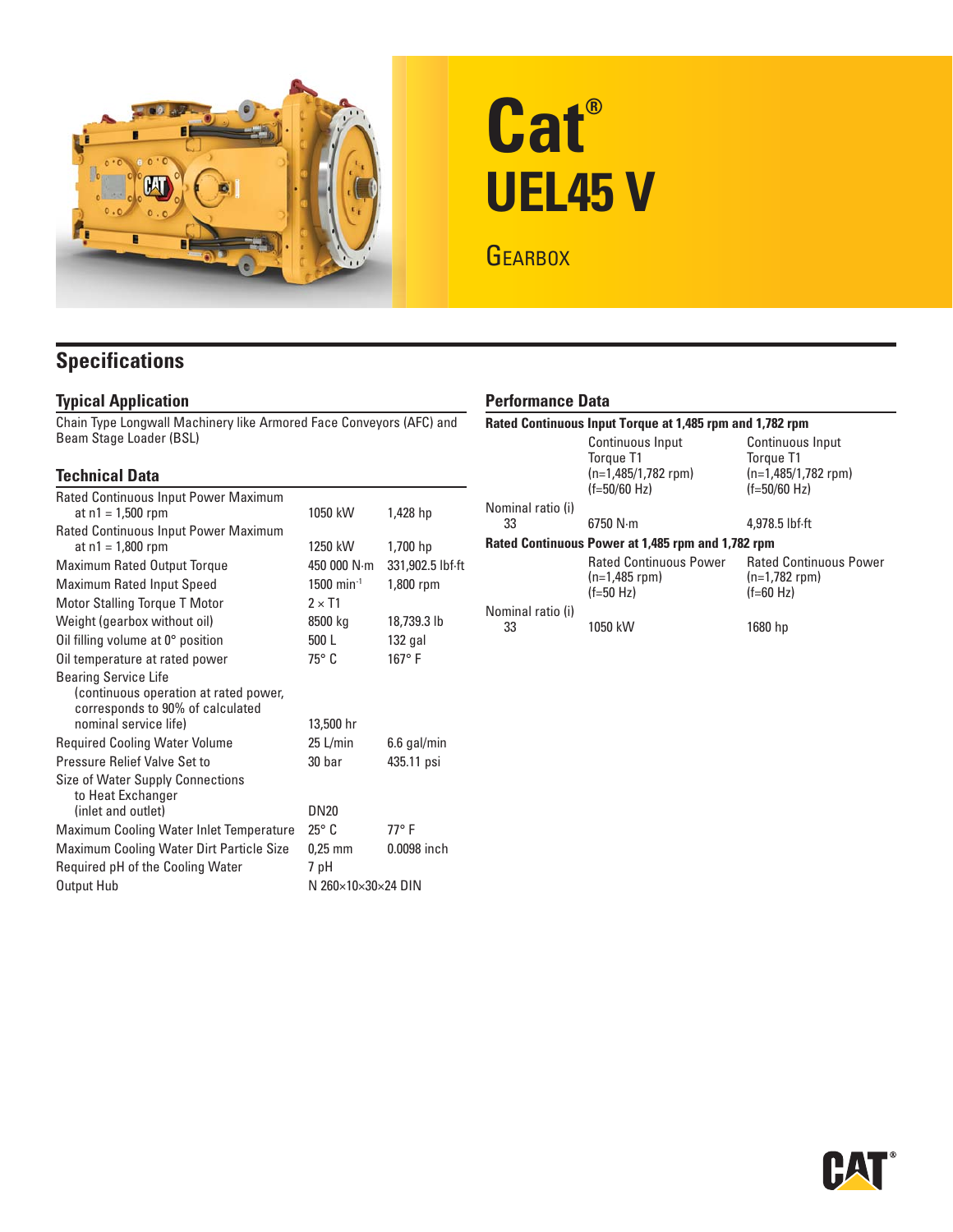# Cat® UEL45 V

## Gearbox

## Specifications

### Typical Application

Chain Type Longwall Machinery like Armored Face Conveyors (AFC) and Beam Stage Loader (BSL)

### Technical Data

| | | |
|---|---|---|
| Rated Continuous Input Power Maximum at n1 = 1,500 rpm | 1050 kW | 1,428 hp |
| Rated Continuous Input Power Maximum at n1 = 1,800 rpm | 1250 kW | 1,700 hp |
| Maximum Rated Output Torque | 450 000 N·m | 331,902.5 lbf·ft |
| Maximum Rated Input Speed | 1500 $min^{-1}$ | 1,800 rpm |
| Motor Stalling Torque T Motor | 2 × T1 | |
| Weight (gearbox without oil) | 8500 kg | 18,739.3 lb |
| Oil filling volume at 0° position | 500 L | 132 gal |
| Oil temperature at rated power | 75° C | 167° F |
| Bearing Service Life (continuous operation at rated power, corresponds to 90% of calculated nominal service life) | 13,500 hr | |
| Required Cooling Water Volume | 25 L/min | 6.6 gal/min |
| Pressure Relief Valve Set to | 30 bar | 435.11 psi |
| Size of Water Supply Connections to Heat Exchanger (inlet and outlet) | DN20 | |
| Maximum Cooling Water Inlet Temperature | 25° C | 77° F |
| Maximum Cooling Water Dirt Particle Size | 0,25 mm | 0.0098 inch |
| Required pH of the Cooling Water | 7 pH | |
| Output Hub | N 260×10×30×24 DIN | |

### Performance Data

**Rated Continuous Input Torque at 1,485 rpm and 1,782 rpm**

| | Continuous Input Torque T1 (n=1,485/1,782 rpm) (f=50/60 Hz) | Continuous Input Torque T1 (n=1,485/1,782 rpm) (f=50/60 Hz) |
|---|---|---|
| Nominal ratio (i) 33 | 6750 N·m | 4,978.5 lbf·ft |

**Rated Continuous Power at 1,485 rpm and 1,782 rpm**

| | Rated Continuous Power (n=1,485 rpm) (f=50 Hz) | Rated Continuous Power (n=1,782 rpm) (f=60 Hz) |
|---|---|---|
| Nominal ratio (i) 33 | 1050 kW | 1680 hp |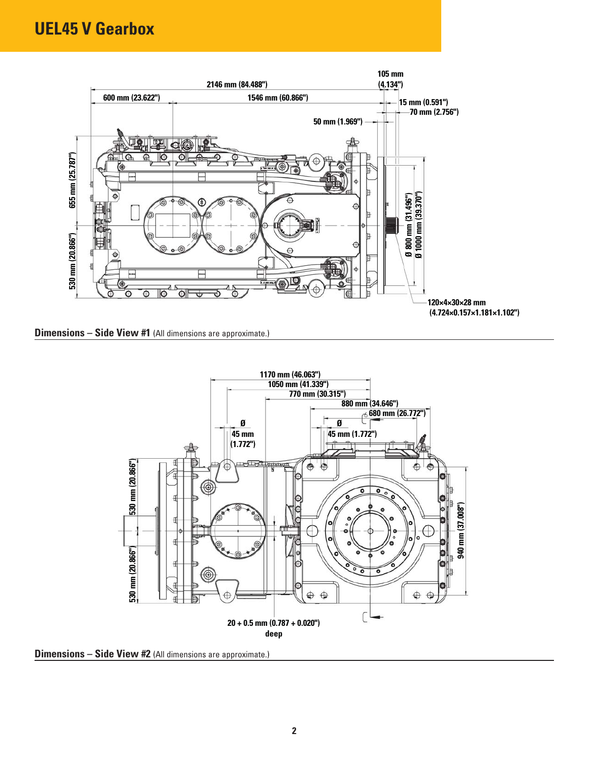# UEL45 V Gearbox

2146 mm (84.488")

600 mm (23.622")

1546 mm (60.866")

105 mm (4.134")

15 mm (0.591")

70 mm (2.756")

50 mm (1.969")

655 mm (25.787")

530 mm (20.866")

Ø 800 mm (31.496")

Ø 1000 mm (39.370")

120×4×30×28 mm (4.724×0.157×1.181×1.102")

**Dimensions – Side View #1** (All dimensions are approximate.)

1170 mm (46.063")

1050 mm (41.339")

770 mm (30.315")

880 mm (34.646")

680 mm (26.772")

Ø 45 mm (1.772")

Ø 45 mm (1.772")

530 mm (20.866")

530 mm (20.866")

940 mm (37.008")

20 + 0.5 mm (0.787 + 0.020") deep

**Dimensions – Side View #2** (All dimensions are approximate.)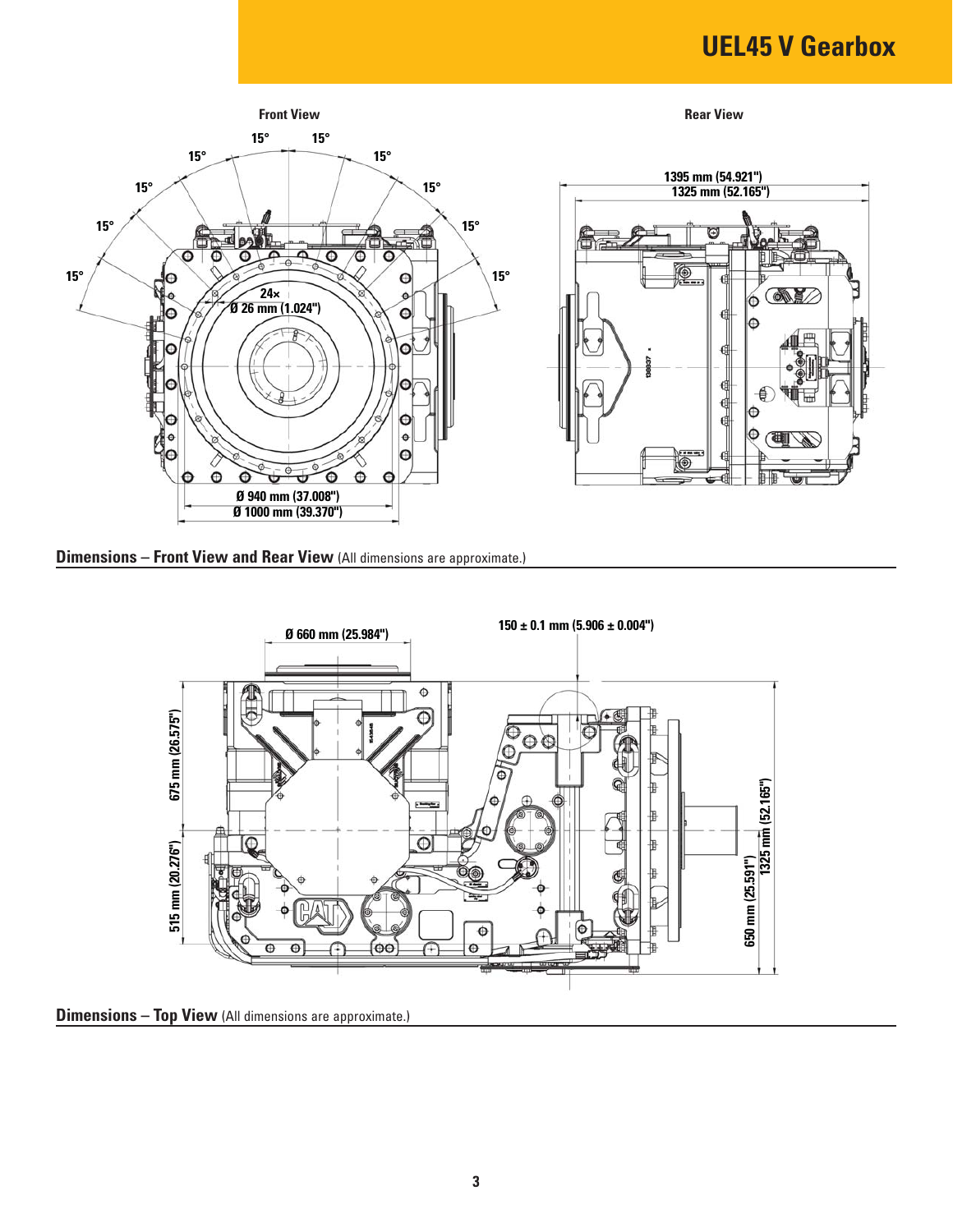**Front View**

15° 15° 15° 15° 15° 15° 15° 15° 15° 15°

24×
Ø 26 mm (1.024")

Ø 940 mm (37.008")
Ø 1000 mm (39.370")

**Rear View**

1395 mm (54.921")
1325 mm (52.165")

**Dimensions – Front View and Rear View** (All dimensions are approximate.)

Ø 660 mm (25.984")

150 ± 0.1 mm (5.906 ± 0.004")

675 mm (26.575")

515 mm (20.276")

650 mm (25.591")

1325 mm (52.165")

**Dimensions – Top View** (All dimensions are approximate.)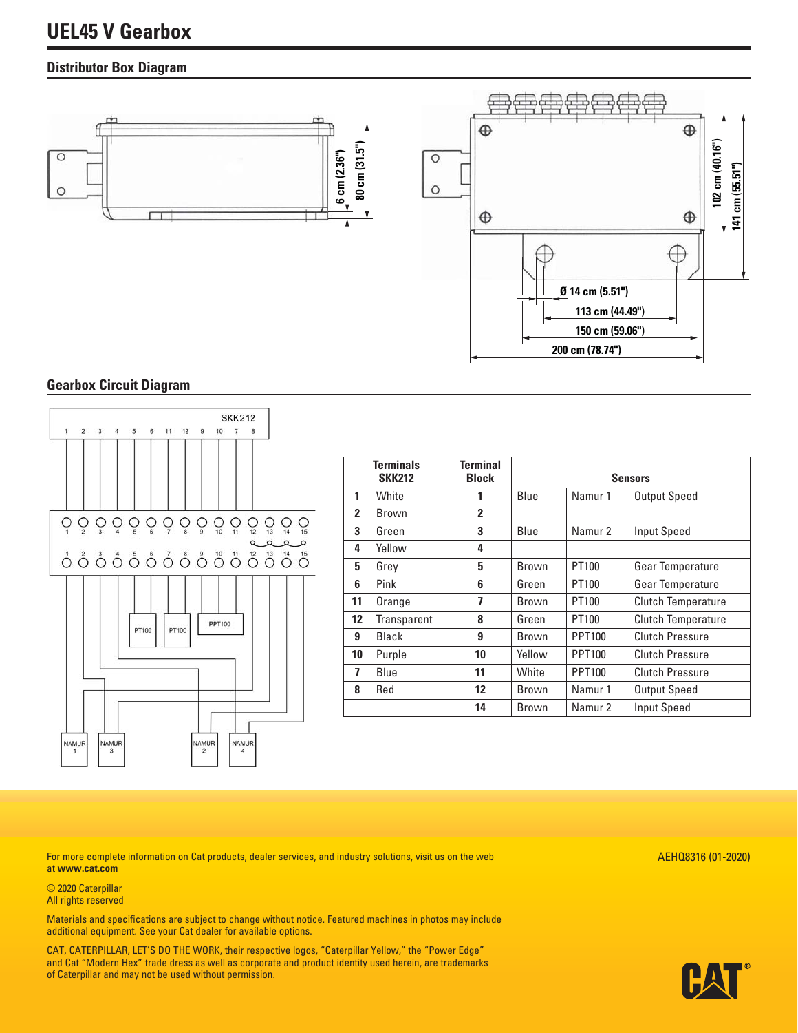# UEL45 V Gearbox

## Distributor Box Diagram

6 cm (2.36")
80 cm (31.5")
102 cm (40.16")
141 cm (55.51")
Ø 14 cm (5.51")
113 cm (44.49")
150 cm (59.06")
200 cm (78.74")

## Gearbox Circuit Diagram

SKK212
1 2 3 4 5 6 11 12 9 10 7 8
1 2 3 4 5 6 7 8 9 10 11 12 13 14 15
PT100 PT100 PPT100
NAMUR 1 NAMUR 3 NAMUR 2 NAMUR 4

| Terminals SKK212 | | Terminal Block | Sensors | | |
|---|---|---|---|---|---|
| 1 | White | 1 | Blue | Namur 1 | Output Speed |
| 2 | Brown | 2 | | | |
| 3 | Green | 3 | Blue | Namur 2 | Input Speed |
| 4 | Yellow | 4 | | | |
| 5 | Grey | 5 | Brown | PT100 | Gear Temperature |
| 6 | Pink | 6 | Green | PT100 | Gear Temperature |
| 11 | Orange | 7 | Brown | PT100 | Clutch Temperature |
| 12 | Transparent | 8 | Green | PT100 | Clutch Temperature |
| 9 | Black | 9 | Brown | PPT100 | Clutch Pressure |
| 10 | Purple | 10 | Yellow | PPT100 | Clutch Pressure |
| 7 | Blue | 11 | White | PPT100 | Clutch Pressure |
| 8 | Red | 12 | Brown | Namur 1 | Output Speed |
| | | 14 | Brown | Namur 2 | Input Speed |

For more complete information on Cat products, dealer services, and industry solutions, visit us on the web at **www.cat.com**

© 2020 Caterpillar
All rights reserved

Materials and specifications are subject to change without notice. Featured machines in photos may include additional equipment. See your Cat dealer for available options.

CAT, CATERPILLAR, LET'S DO THE WORK, their respective logos, "Caterpillar Yellow," the "Power Edge" and Cat "Modern Hex" trade dress as well as corporate and product identity used herein, are trademarks of Caterpillar and may not be used without permission.

AEHQ8316 (01-2020)